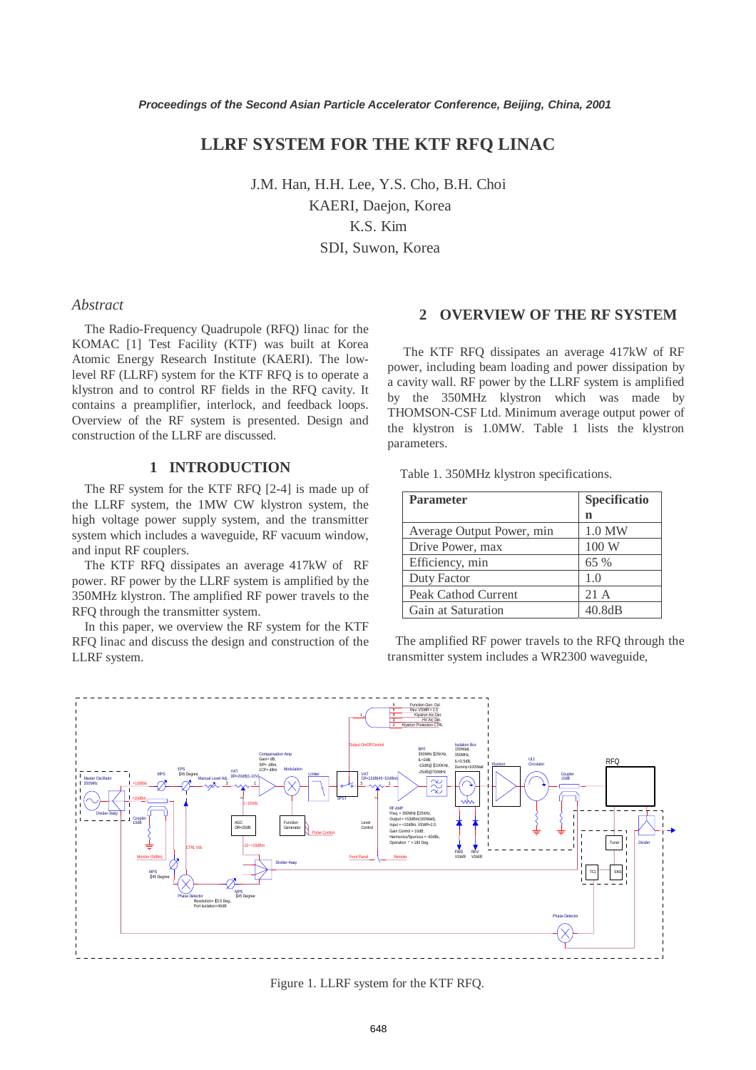# LLRF SYSTEM FOR THE KTF RFQ LINAC

J.M. Han, H.H. Lee, Y.S. Cho, B.H. Choi
KAERI, Daejon, Korea
K.S. Kim
SDI, Suwon, Korea

## *Abstract*

The Radio-Frequency Quadrupole (RFQ) linac for the KOMAC [1] Test Facility (KTF) was built at Korea Atomic Energy Research Institute (KAERI). The low-level RF (LLRF) system for the KTF RFQ is to operate a klystron and to control RF fields in the RFQ cavity. It contains a preamplifier, interlock, and feedback loops. Overview of the RF system is presented. Design and construction of the LLRF are discussed.

## 1 INTRODUCTION

The RF system for the KTF RFQ [2-4] is made up of the LLRF system, the 1MW CW klystron system, the high voltage power supply system, and the transmitter system which includes a waveguide, RF vacuum window, and input RF couplers.

The KTF RFQ dissipates an average 417kW of RF power. RF power by the LLRF system is amplified by the 350MHz klystron. The amplified RF power travels to the RFQ through the transmitter system.

In this paper, we overview the RF system for the KTF RFQ linac and discuss the design and construction of the LLRF system.

## 2 OVERVIEW OF THE RF SYSTEM

The KTF RFQ dissipates an average 417kW of RF power, including beam loading and power dissipation by a cavity wall. RF power by the LLRF system is amplified by the 350MHz klystron which was made by THOMSON-CSF Ltd. Minimum average output power of the klystron is 1.0MW. Table 1 lists the klystron parameters.

Table 1. 350MHz klystron specifications.

| Parameter | Specification |
|---|---|
| Average Output Power, min | 1.0 MW |
| Drive Power, max | 100 W |
| Efficiency, min | 65 % |
| Duty Factor | 1.0 |
| Peak Cathod Current | 21 A |
| Gain at Saturation | 40.8dB |

The amplified RF power travels to the RFQ through the transmitter system includes a WR2300 waveguide,

Figure 1. LLRF system for the KTF RFQ.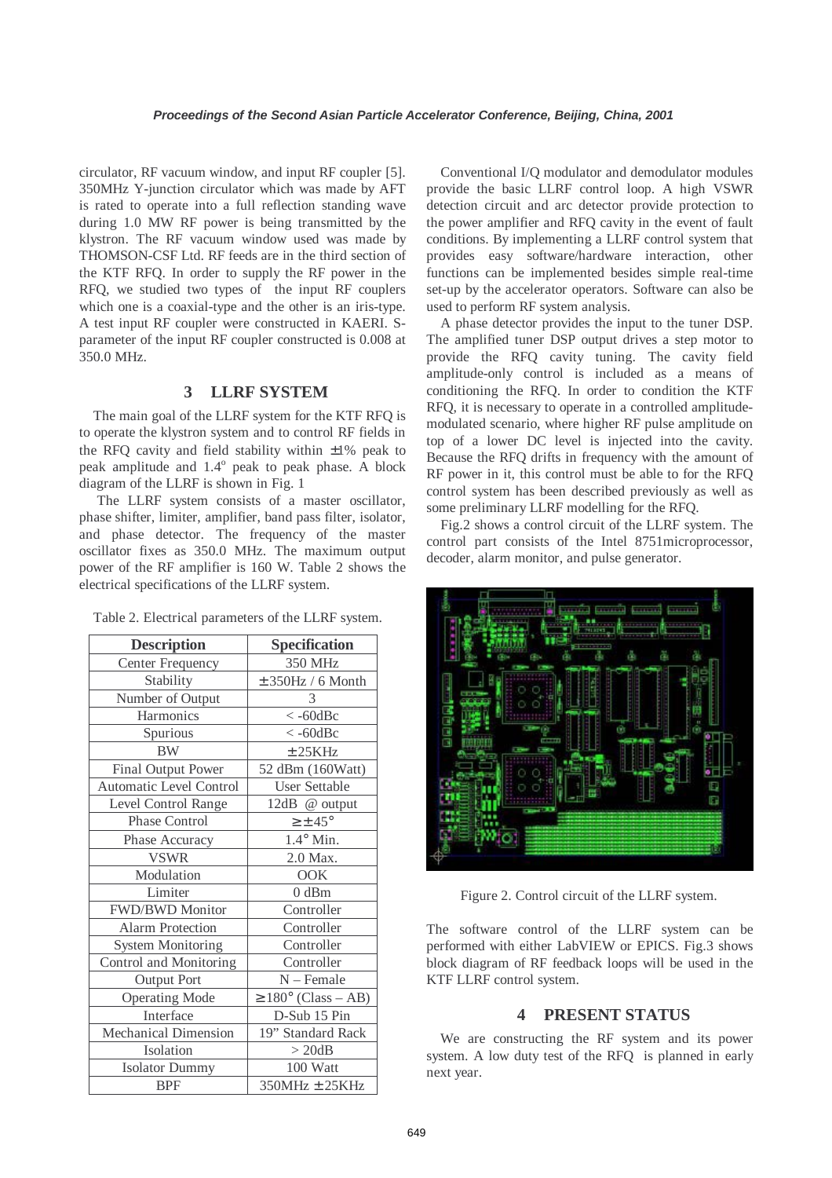circulator, RF vacuum window, and input RF coupler [5]. 350MHz Y-junction circulator which was made by AFT is rated to operate into a full reflection standing wave during 1.0 MW RF power is being transmitted by the klystron. The RF vacuum window used was made by THOMSON-CSF Ltd. RF feeds are in the third section of the KTF RFQ. In order to supply the RF power in the RFQ, we studied two types of the input RF couplers which one is a coaxial-type and the other is an iris-type. A test input RF coupler were constructed in KAERI. S-parameter of the input RF coupler constructed is 0.008 at 350.0 MHz.

## 3 LLRF SYSTEM

The main goal of the LLRF system for the KTF RFQ is to operate the klystron system and to control RF fields in the RFQ cavity and field stability within ±1% peak to peak amplitude and 1.4° peak to peak phase. A block diagram of the LLRF is shown in Fig. 1

The LLRF system consists of a master oscillator, phase shifter, limiter, amplifier, band pass filter, isolator, and phase detector. The frequency of the master oscillator fixes as 350.0 MHz. The maximum output power of the RF amplifier is 160 W. Table 2 shows the electrical specifications of the LLRF system.

Table 2. Electrical parameters of the LLRF system.

| Description | Specification |
|---|---|
| Center Frequency | 350 MHz |
| Stability | ± 350Hz / 6 Month |
| Number of Output | 3 |
| Harmonics | < -60dBc |
| Spurious | < -60dBc |
| BW | ± 25KHz |
| Final Output Power | 52 dBm (160Watt) |
| Automatic Level Control | User Settable |
| Level Control Range | 12dB @ output |
| Phase Control | ≥ ± 45° |
| Phase Accuracy | 1.4° Min. |
| VSWR | 2.0 Max. |
| Modulation | OOK |
| Limiter | 0 dBm |
| FWD/BWD Monitor | Controller |
| Alarm Protection | Controller |
| System Monitoring | Controller |
| Control and Monitoring | Controller |
| Output Port | N – Female |
| Operating Mode | ≥ 180° (Class – AB) |
| Interface | D-Sub 15 Pin |
| Mechanical Dimension | 19" Standard Rack |
| Isolation | > 20dB |
| Isolator Dummy | 100 Watt |
| BPF | 350MHz ± 25KHz |

Conventional I/Q modulator and demodulator modules provide the basic LLRF control loop. A high VSWR detection circuit and arc detector provide protection to the power amplifier and RFQ cavity in the event of fault conditions. By implementing a LLRF control system that provides easy software/hardware interaction, other functions can be implemented besides simple real-time set-up by the accelerator operators. Software can also be used to perform RF system analysis.

A phase detector provides the input to the tuner DSP. The amplified tuner DSP output drives a step motor to provide the RFQ cavity tuning. The cavity field amplitude-only control is included as a means of conditioning the RFQ. In order to condition the KTF RFQ, it is necessary to operate in a controlled amplitude-modulated scenario, where higher RF pulse amplitude on top of a lower DC level is injected into the cavity. Because the RFQ drifts in frequency with the amount of RF power in it, this control must be able to for the RFQ control system has been described previously as well as some preliminary LLRF modelling for the RFQ.

Fig.2 shows a control circuit of the LLRF system. The control part consists of the Intel 8751microprocessor, decoder, alarm monitor, and pulse generator.

Figure 2. Control circuit of the LLRF system.

The software control of the LLRF system can be performed with either LabVIEW or EPICS. Fig.3 shows block diagram of RF feedback loops will be used in the KTF LLRF control system.

## 4 PRESENT STATUS

We are constructing the RF system and its power system. A low duty test of the RFQ is planned in early next year.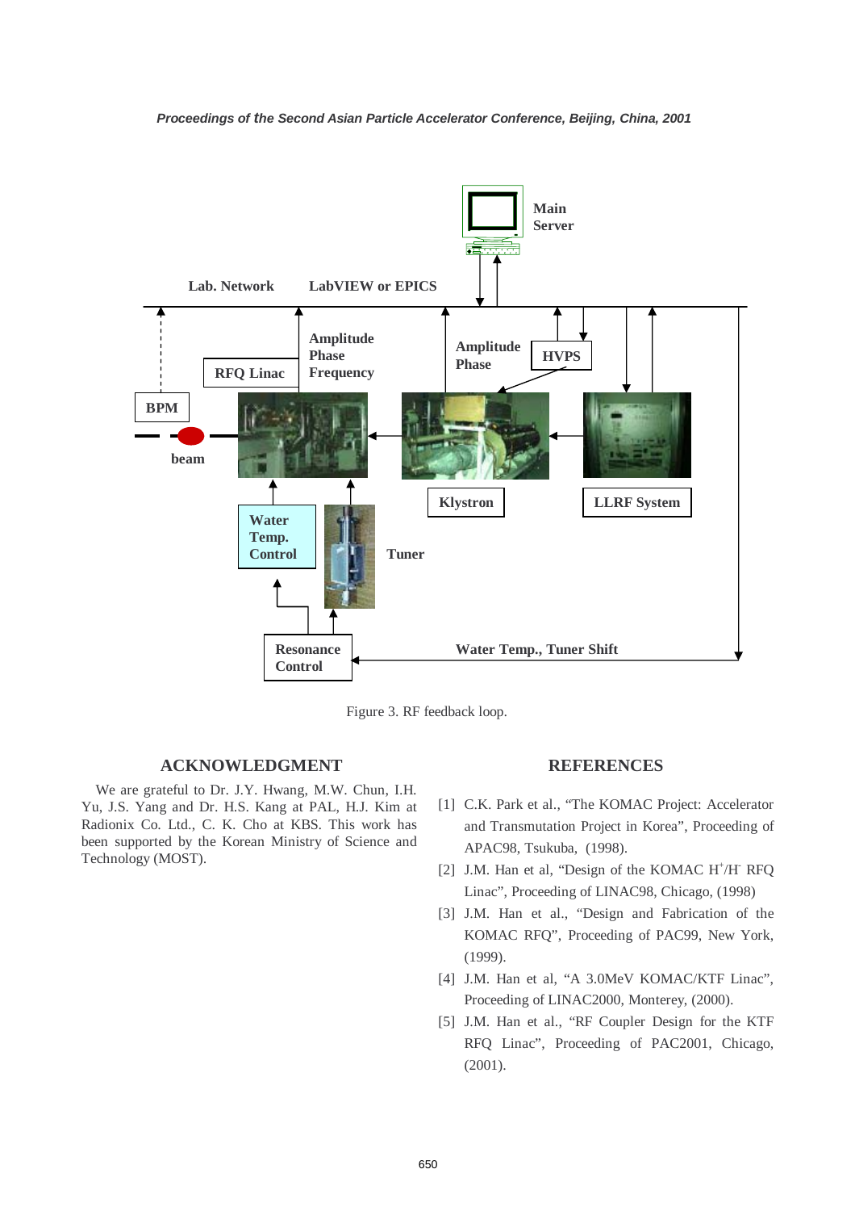Main Server

Lab. Network

LabVIEW or EPICS

Amplitude Phase Frequency

RFQ Linac

Amplitude Phase

HVPS

BPM

beam

Klystron

LLRF System

Water Temp. Control

Tuner

Resonance Control

Water Temp., Tuner Shift

Figure 3. RF feedback loop.

## ACKNOWLEDGMENT

We are grateful to Dr. J.Y. Hwang, M.W. Chun, I.H. Yu, J.S. Yang and Dr. H.S. Kang at PAL, H.J. Kim at Radionix Co. Ltd., C. K. Cho at KBS. This work has been supported by the Korean Ministry of Science and Technology (MOST).

## REFERENCES

[1] C.K. Park et al., "The KOMAC Project: Accelerator and Transmutation Project in Korea", Proceeding of APAC98, Tsukuba, (1998).

[2] J.M. Han et al, "Design of the KOMAC $H^+/H^-$ RFQ Linac", Proceeding of LINAC98, Chicago, (1998)

[3] J.M. Han et al., "Design and Fabrication of the KOMAC RFQ", Proceeding of PAC99, New York, (1999).

[4] J.M. Han et al, "A 3.0MeV KOMAC/KTF Linac", Proceeding of LINAC2000, Monterey, (2000).

[5] J.M. Han et al., "RF Coupler Design for the KTF RFQ Linac", Proceeding of PAC2001, Chicago, (2001).